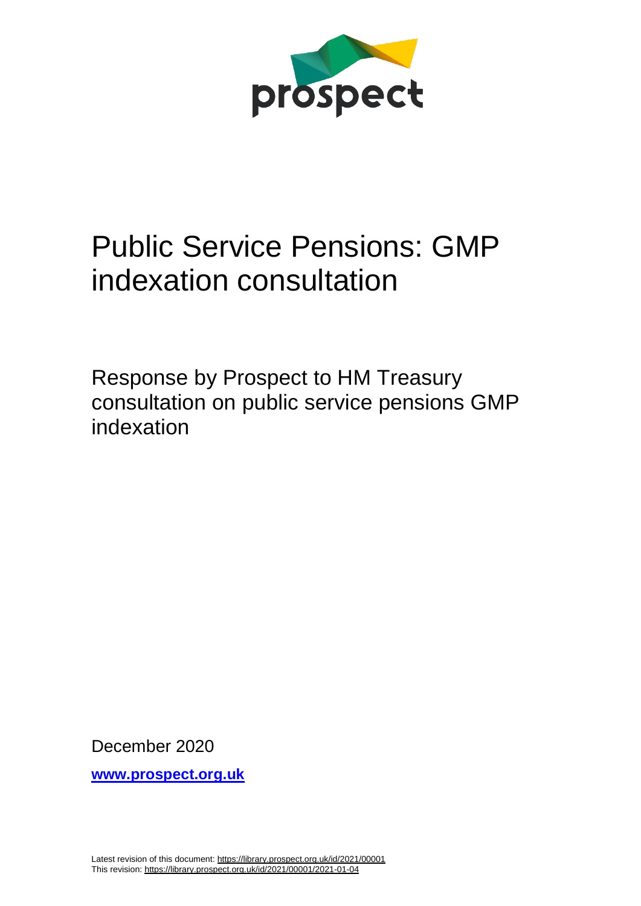# Public Service Pensions: GMP indexation consultation

Response by Prospect to HM Treasury consultation on public service pensions GMP indexation

December 2020

**[www.prospect.org.uk](http://www.prospect.org.uk)**

Latest revision of this document: https://library.prospect.org.uk/id/2021/00001
This revision: https://library.prospect.org.uk/id/2021/00001/2021-01-04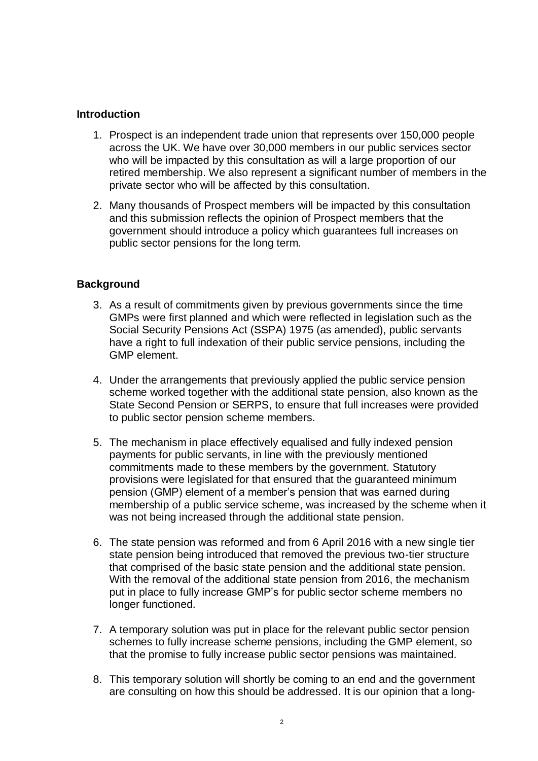## Introduction

1. Prospect is an independent trade union that represents over 150,000 people across the UK. We have over 30,000 members in our public services sector who will be impacted by this consultation as will a large proportion of our retired membership. We also represent a significant number of members in the private sector who will be affected by this consultation.

2. Many thousands of Prospect members will be impacted by this consultation and this submission reflects the opinion of Prospect members that the government should introduce a policy which guarantees full increases on public sector pensions for the long term.

## Background

3. As a result of commitments given by previous governments since the time GMPs were first planned and which were reflected in legislation such as the Social Security Pensions Act (SSPA) 1975 (as amended), public servants have a right to full indexation of their public service pensions, including the GMP element.

4. Under the arrangements that previously applied the public service pension scheme worked together with the additional state pension, also known as the State Second Pension or SERPS, to ensure that full increases were provided to public sector pension scheme members.

5. The mechanism in place effectively equalised and fully indexed pension payments for public servants, in line with the previously mentioned commitments made to these members by the government. Statutory provisions were legislated for that ensured that the guaranteed minimum pension (GMP) element of a member's pension that was earned during membership of a public service scheme, was increased by the scheme when it was not being increased through the additional state pension.

6. The state pension was reformed and from 6 April 2016 with a new single tier state pension being introduced that removed the previous two-tier structure that comprised of the basic state pension and the additional state pension. With the removal of the additional state pension from 2016, the mechanism put in place to fully increase GMP's for public sector scheme members no longer functioned.

7. A temporary solution was put in place for the relevant public sector pension schemes to fully increase scheme pensions, including the GMP element, so that the promise to fully increase public sector pensions was maintained.

8. This temporary solution will shortly be coming to an end and the government are consulting on how this should be addressed. It is our opinion that a long-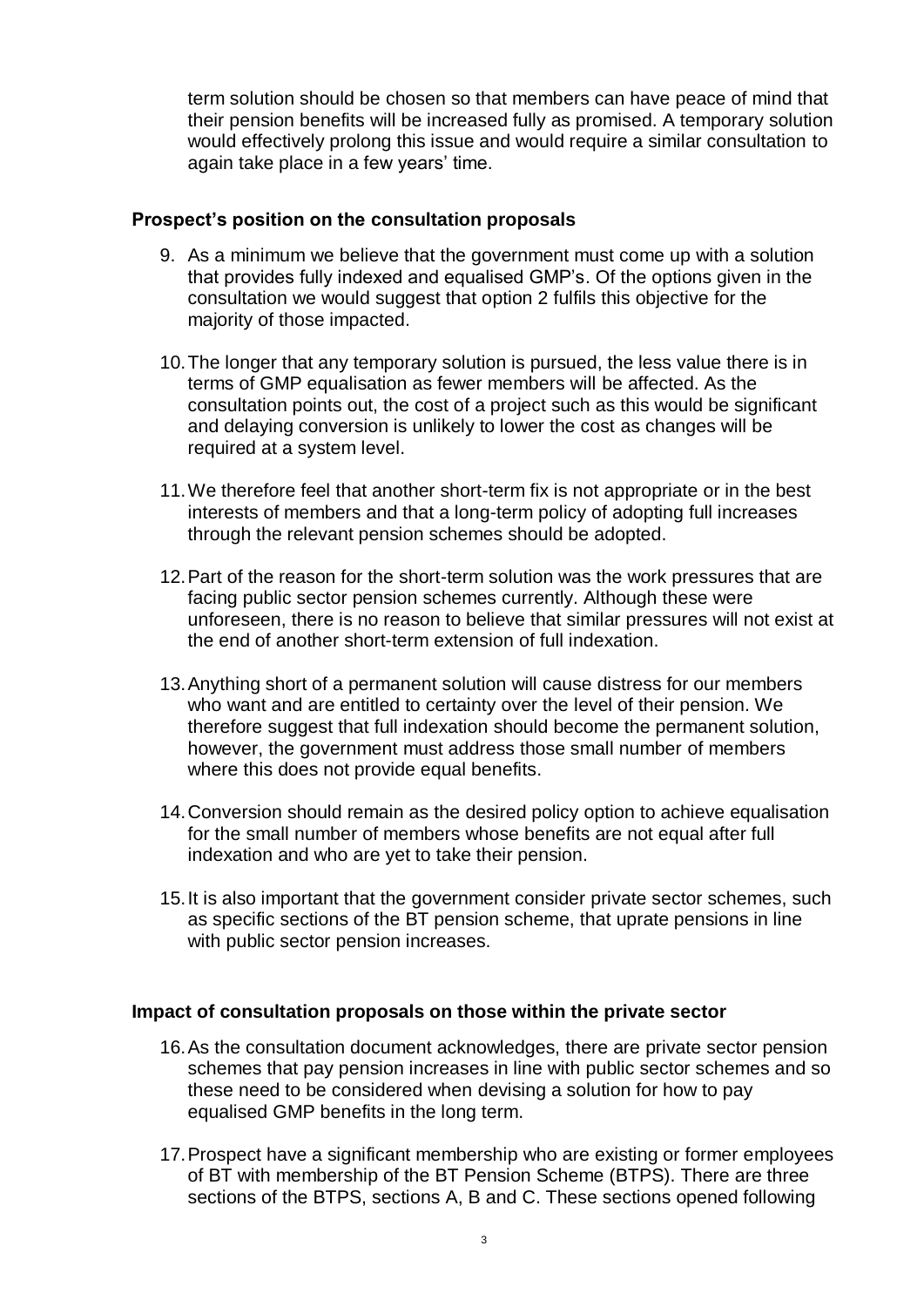term solution should be chosen so that members can have peace of mind that their pension benefits will be increased fully as promised. A temporary solution would effectively prolong this issue and would require a similar consultation to again take place in a few years' time.

### Prospect's position on the consultation proposals

9. As a minimum we believe that the government must come up with a solution that provides fully indexed and equalised GMP's. Of the options given in the consultation we would suggest that option 2 fulfils this objective for the majority of those impacted.

10. The longer that any temporary solution is pursued, the less value there is in terms of GMP equalisation as fewer members will be affected. As the consultation points out, the cost of a project such as this would be significant and delaying conversion is unlikely to lower the cost as changes will be required at a system level.

11. We therefore feel that another short-term fix is not appropriate or in the best interests of members and that a long-term policy of adopting full increases through the relevant pension schemes should be adopted.

12. Part of the reason for the short-term solution was the work pressures that are facing public sector pension schemes currently. Although these were unforeseen, there is no reason to believe that similar pressures will not exist at the end of another short-term extension of full indexation.

13. Anything short of a permanent solution will cause distress for our members who want and are entitled to certainty over the level of their pension. We therefore suggest that full indexation should become the permanent solution, however, the government must address those small number of members where this does not provide equal benefits.

14. Conversion should remain as the desired policy option to achieve equalisation for the small number of members whose benefits are not equal after full indexation and who are yet to take their pension.

15. It is also important that the government consider private sector schemes, such as specific sections of the BT pension scheme, that uprate pensions in line with public sector pension increases.

### Impact of consultation proposals on those within the private sector

16. As the consultation document acknowledges, there are private sector pension schemes that pay pension increases in line with public sector schemes and so these need to be considered when devising a solution for how to pay equalised GMP benefits in the long term.

17. Prospect have a significant membership who are existing or former employees of BT with membership of the BT Pension Scheme (BTPS). There are three sections of the BTPS, sections A, B and C. These sections opened following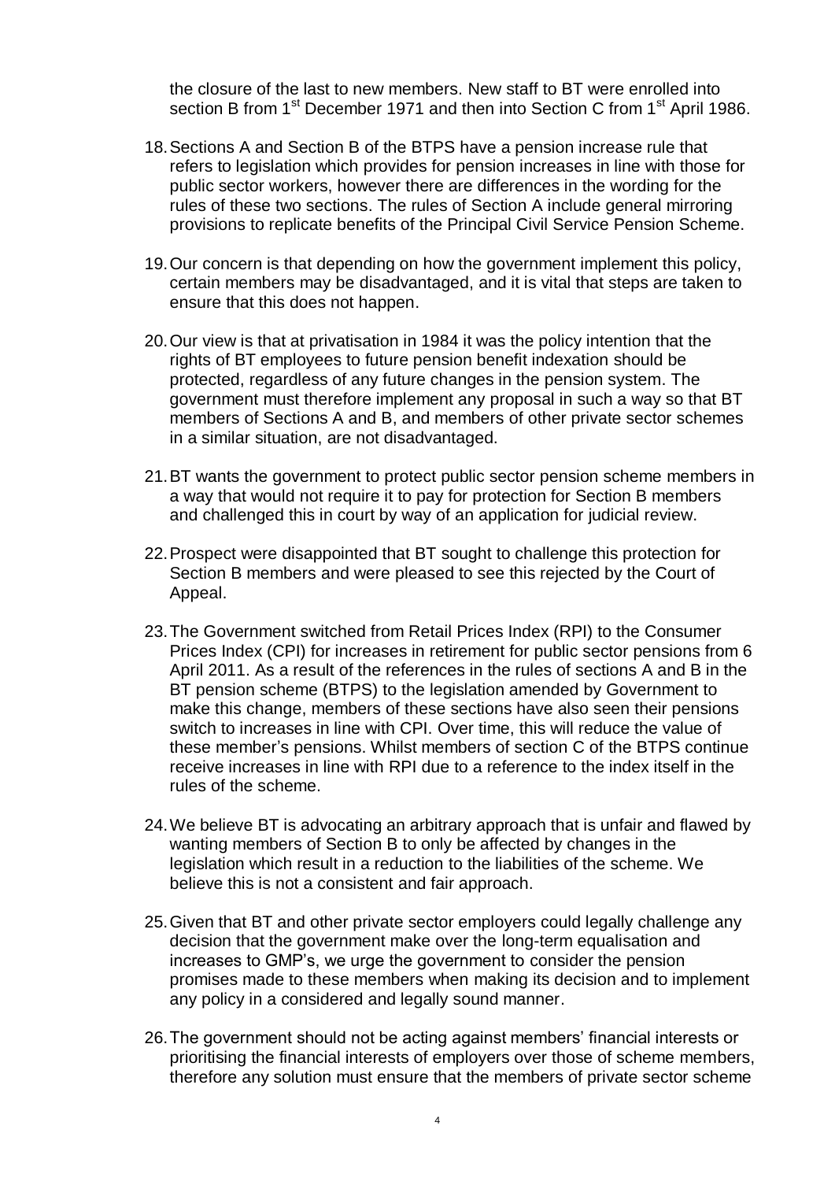the closure of the last to new members. New staff to BT were enrolled into section B from 1st December 1971 and then into Section C from 1st April 1986.

18. Sections A and Section B of the BTPS have a pension increase rule that refers to legislation which provides for pension increases in line with those for public sector workers, however there are differences in the wording for the rules of these two sections. The rules of Section A include general mirroring provisions to replicate benefits of the Principal Civil Service Pension Scheme.

19. Our concern is that depending on how the government implement this policy, certain members may be disadvantaged, and it is vital that steps are taken to ensure that this does not happen.

20. Our view is that at privatisation in 1984 it was the policy intention that the rights of BT employees to future pension benefit indexation should be protected, regardless of any future changes in the pension system. The government must therefore implement any proposal in such a way so that BT members of Sections A and B, and members of other private sector schemes in a similar situation, are not disadvantaged.

21. BT wants the government to protect public sector pension scheme members in a way that would not require it to pay for protection for Section B members and challenged this in court by way of an application for judicial review.

22. Prospect were disappointed that BT sought to challenge this protection for Section B members and were pleased to see this rejected by the Court of Appeal.

23. The Government switched from Retail Prices Index (RPI) to the Consumer Prices Index (CPI) for increases in retirement for public sector pensions from 6 April 2011. As a result of the references in the rules of sections A and B in the BT pension scheme (BTPS) to the legislation amended by Government to make this change, members of these sections have also seen their pensions switch to increases in line with CPI. Over time, this will reduce the value of these member's pensions. Whilst members of section C of the BTPS continue receive increases in line with RPI due to a reference to the index itself in the rules of the scheme.

24. We believe BT is advocating an arbitrary approach that is unfair and flawed by wanting members of Section B to only be affected by changes in the legislation which result in a reduction to the liabilities of the scheme. We believe this is not a consistent and fair approach.

25. Given that BT and other private sector employers could legally challenge any decision that the government make over the long-term equalisation and increases to GMP's, we urge the government to consider the pension promises made to these members when making its decision and to implement any policy in a considered and legally sound manner.

26. The government should not be acting against members' financial interests or prioritising the financial interests of employers over those of scheme members, therefore any solution must ensure that the members of private sector scheme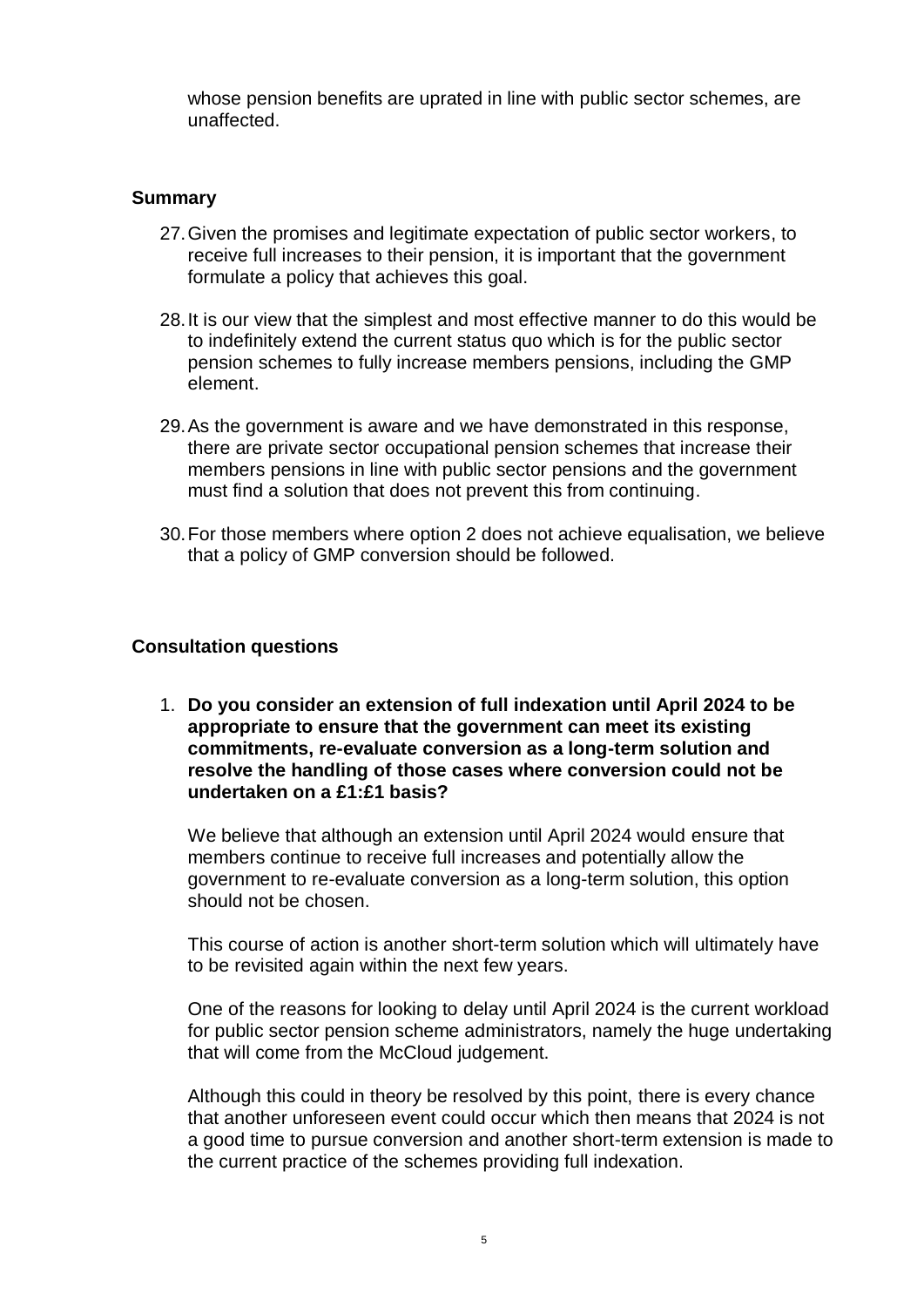whose pension benefits are uprated in line with public sector schemes, are unaffected.

## Summary

27. Given the promises and legitimate expectation of public sector workers, to receive full increases to their pension, it is important that the government formulate a policy that achieves this goal.

28. It is our view that the simplest and most effective manner to do this would be to indefinitely extend the current status quo which is for the public sector pension schemes to fully increase members pensions, including the GMP element.

29. As the government is aware and we have demonstrated in this response, there are private sector occupational pension schemes that increase their members pensions in line with public sector pensions and the government must find a solution that does not prevent this from continuing.

30. For those members where option 2 does not achieve equalisation, we believe that a policy of GMP conversion should be followed.

## Consultation questions

1. **Do you consider an extension of full indexation until April 2024 to be appropriate to ensure that the government can meet its existing commitments, re-evaluate conversion as a long-term solution and resolve the handling of those cases where conversion could not be undertaken on a £1:£1 basis?**

   We believe that although an extension until April 2024 would ensure that members continue to receive full increases and potentially allow the government to re-evaluate conversion as a long-term solution, this option should not be chosen.

   This course of action is another short-term solution which will ultimately have to be revisited again within the next few years.

   One of the reasons for looking to delay until April 2024 is the current workload for public sector pension scheme administrators, namely the huge undertaking that will come from the McCloud judgement.

   Although this could in theory be resolved by this point, there is every chance that another unforeseen event could occur which then means that 2024 is not a good time to pursue conversion and another short-term extension is made to the current practice of the schemes providing full indexation.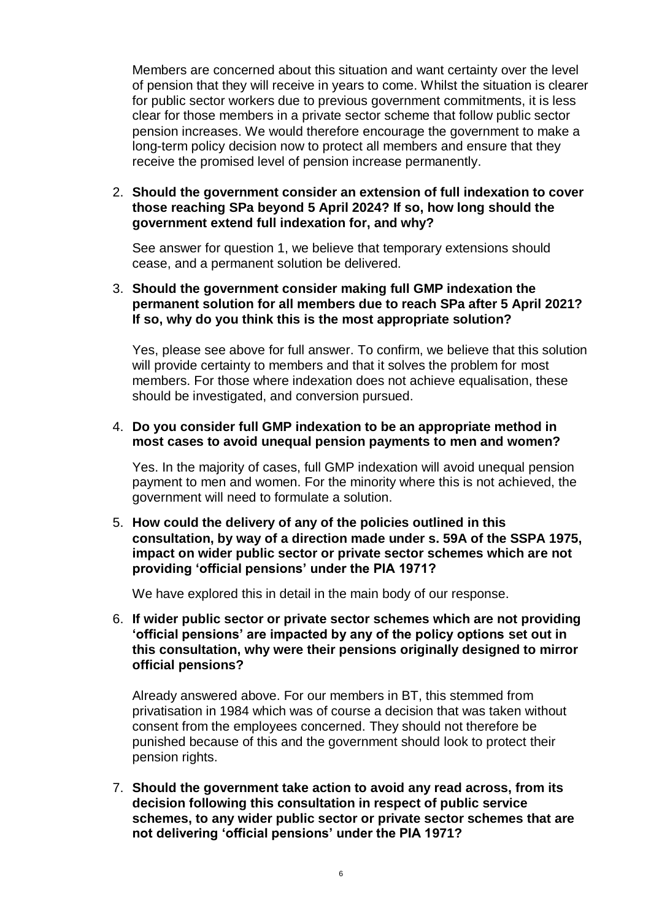Members are concerned about this situation and want certainty over the level of pension that they will receive in years to come. Whilst the situation is clearer for public sector workers due to previous government commitments, it is less clear for those members in a private sector scheme that follow public sector pension increases. We would therefore encourage the government to make a long-term policy decision now to protect all members and ensure that they receive the promised level of pension increase permanently.

2. **Should the government consider an extension of full indexation to cover those reaching SPa beyond 5 April 2024? If so, how long should the government extend full indexation for, and why?**

   See answer for question 1, we believe that temporary extensions should cease, and a permanent solution be delivered.

3. **Should the government consider making full GMP indexation the permanent solution for all members due to reach SPa after 5 April 2021? If so, why do you think this is the most appropriate solution?**

   Yes, please see above for full answer. To confirm, we believe that this solution will provide certainty to members and that it solves the problem for most members. For those where indexation does not achieve equalisation, these should be investigated, and conversion pursued.

4. **Do you consider full GMP indexation to be an appropriate method in most cases to avoid unequal pension payments to men and women?**

   Yes. In the majority of cases, full GMP indexation will avoid unequal pension payment to men and women. For the minority where this is not achieved, the government will need to formulate a solution.

5. **How could the delivery of any of the policies outlined in this consultation, by way of a direction made under s. 59A of the SSPA 1975, impact on wider public sector or private sector schemes which are not providing 'official pensions' under the PIA 1971?**

   We have explored this in detail in the main body of our response.

6. **If wider public sector or private sector schemes which are not providing 'official pensions' are impacted by any of the policy options set out in this consultation, why were their pensions originally designed to mirror official pensions?**

   Already answered above. For our members in BT, this stemmed from privatisation in 1984 which was of course a decision that was taken without consent from the employees concerned. They should not therefore be punished because of this and the government should look to protect their pension rights.

7. **Should the government take action to avoid any read across, from its decision following this consultation in respect of public service schemes, to any wider public sector or private sector schemes that are not delivering 'official pensions' under the PIA 1971?**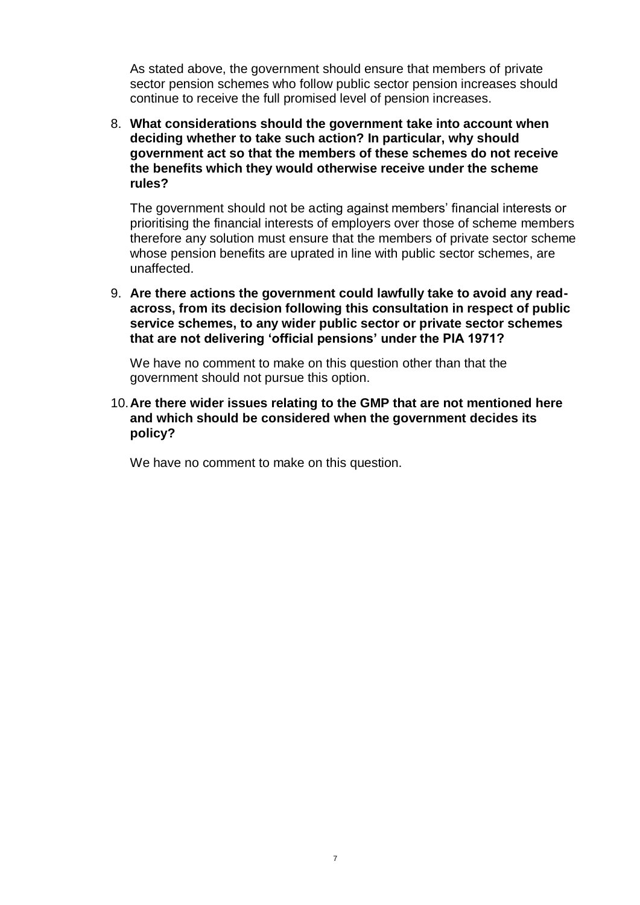As stated above, the government should ensure that members of private sector pension schemes who follow public sector pension increases should continue to receive the full promised level of pension increases.

8. **What considerations should the government take into account when deciding whether to take such action? In particular, why should government act so that the members of these schemes do not receive the benefits which they would otherwise receive under the scheme rules?**

   The government should not be acting against members' financial interests or prioritising the financial interests of employers over those of scheme members therefore any solution must ensure that the members of private sector scheme whose pension benefits are uprated in line with public sector schemes, are unaffected.

9. **Are there actions the government could lawfully take to avoid any read-across, from its decision following this consultation in respect of public service schemes, to any wider public sector or private sector schemes that are not delivering 'official pensions' under the PIA 1971?**

   We have no comment to make on this question other than that the government should not pursue this option.

10. **Are there wider issues relating to the GMP that are not mentioned here and which should be considered when the government decides its policy?**

    We have no comment to make on this question.